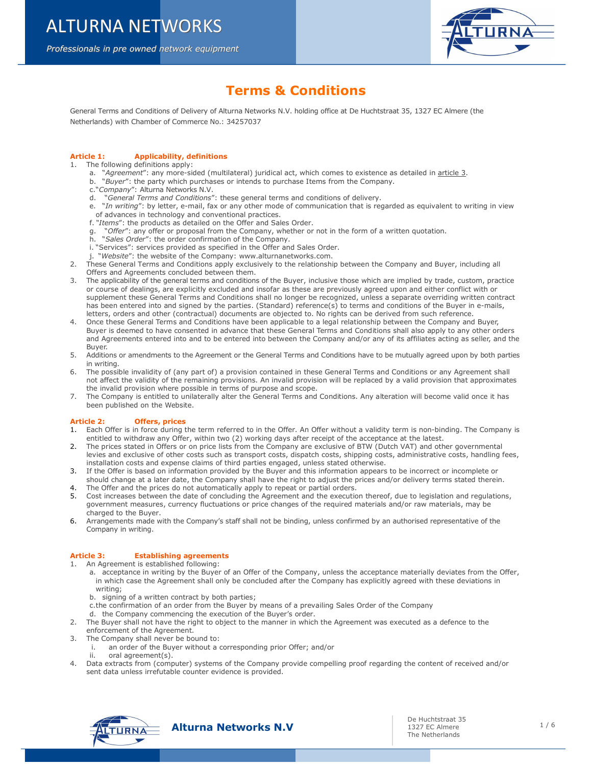# ALTURNA NETWORKS

*Professionals in pre owned network equipment*

## Terms & Conditions

General Terms and Conditions of Delivery of Alturna Networks N.V. holding office at De Huchtstraat 35, 1327 EC Almere (the Netherlands) with Chamber of Commerce No.: 34257037

### Article 1: Applicability, definitions

1. The following definitions apply:
   a. "*Agreement*": any more-sided (multilateral) juridical act, which comes to existence as detailed in article 3.
   b. "*Buyer*": the party which purchases or intends to purchase Items from the Company.
   c. "*Company*": Alturna Networks N.V.
   d. "*General Terms and Conditions*": these general terms and conditions of delivery.
   e. "*In writing*": by letter, e-mail, fax or any other mode of communication that is regarded as equivalent to writing in view of advances in technology and conventional practices.
   f. "*Items*": the products as detailed on the Offer and Sales Order.
   g. "*Offer*": any offer or proposal from the Company, whether or not in the form of a written quotation.
   h. "*Sales Order*": the order confirmation of the Company.
   i. "Services": services provided as specified in the Offer and Sales Order.
   j. "*Website*": the website of the Company: www.alturnanetworks.com.
2. These General Terms and Conditions apply exclusively to the relationship between the Company and Buyer, including all Offers and Agreements concluded between them.
3. The applicability of the general terms and conditions of the Buyer, inclusive those which are implied by trade, custom, practice or course of dealings, are explicitly excluded and insofar as these are previously agreed upon and either conflict with or supplement these General Terms and Conditions shall no longer be recognized, unless a separate overriding written contract has been entered into and signed by the parties. (Standard) reference(s) to terms and conditions of the Buyer in e-mails, letters, orders and other (contractual) documents are objected to. No rights can be derived from such reference.
4. Once these General Terms and Conditions have been applicable to a legal relationship between the Company and Buyer, Buyer is deemed to have consented in advance that these General Terms and Conditions shall also apply to any other orders and Agreements entered into and to be entered into between the Company and/or any of its affiliates acting as seller, and the Buyer.
5. Additions or amendments to the Agreement or the General Terms and Conditions have to be mutually agreed upon by both parties in writing.
6. The possible invalidity of (any part of) a provision contained in these General Terms and Conditions or any Agreement shall not affect the validity of the remaining provisions. An invalid provision will be replaced by a valid provision that approximates the invalid provision where possible in terms of purpose and scope.
7. The Company is entitled to unilaterally alter the General Terms and Conditions. Any alteration will become valid once it has been published on the Website.

### Article 2: Offers, prices

1. Each Offer is in force during the term referred to in the Offer. An Offer without a validity term is non-binding. The Company is entitled to withdraw any Offer, within two (2) working days after receipt of the acceptance at the latest.
2. The prices stated in Offers or on price lists from the Company are exclusive of BTW (Dutch VAT) and other governmental levies and exclusive of other costs such as transport costs, dispatch costs, shipping costs, administrative costs, handling fees, installation costs and expense claims of third parties engaged, unless stated otherwise.
3. If the Offer is based on information provided by the Buyer and this information appears to be incorrect or incomplete or should change at a later date, the Company shall have the right to adjust the prices and/or delivery terms stated therein.
4. The Offer and the prices do not automatically apply to repeat or partial orders.
5. Cost increases between the date of concluding the Agreement and the execution thereof, due to legislation and regulations, government measures, currency fluctuations or price changes of the required materials and/or raw materials, may be charged to the Buyer.
6. Arrangements made with the Company's staff shall not be binding, unless confirmed by an authorised representative of the Company in writing.

### Article 3: Establishing agreements

1. An Agreement is established following:
   a. acceptance in writing by the Buyer of an Offer of the Company, unless the acceptance materially deviates from the Offer, in which case the Agreement shall only be concluded after the Company has explicitly agreed with these deviations in writing;
   b. signing of a written contract by both parties;
   c. the confirmation of an order from the Buyer by means of a prevailing Sales Order of the Company
   d. the Company commencing the execution of the Buyer's order.
2. The Buyer shall not have the right to object to the manner in which the Agreement was executed as a defence to the enforcement of the Agreement.
3. The Company shall never be bound to:
   i. an order of the Buyer without a corresponding prior Offer; and/or
   ii. oral agreement(s).
4. Data extracts from (computer) systems of the Company provide compelling proof regarding the content of received and/or sent data unless irrefutable counter evidence is provided.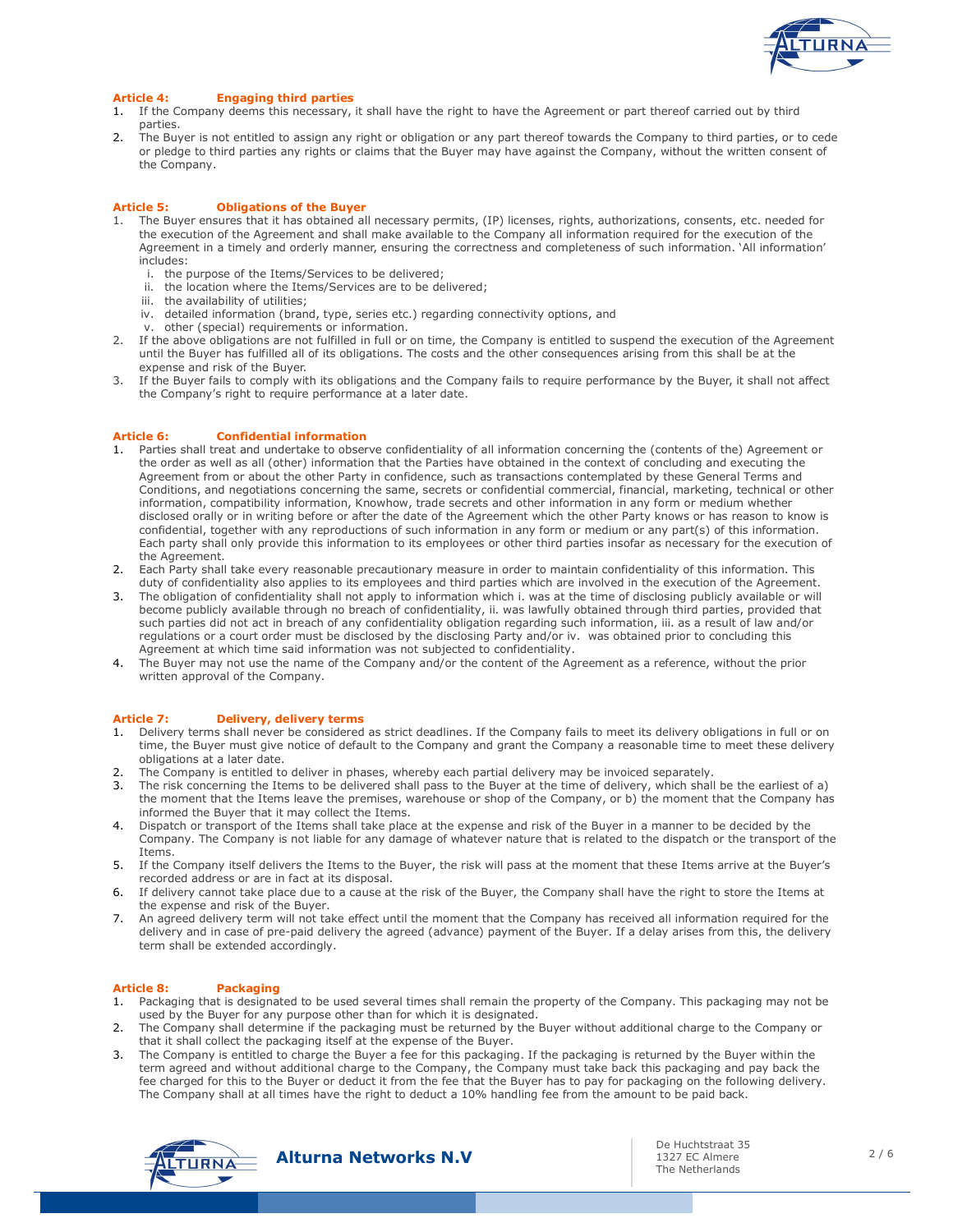## Article 4: Engaging third parties

1. If the Company deems this necessary, it shall have the right to have the Agreement or part thereof carried out by third parties.
2. The Buyer is not entitled to assign any right or obligation or any part thereof towards the Company to third parties, or to cede or pledge to third parties any rights or claims that the Buyer may have against the Company, without the written consent of the Company.

## Article 5: Obligations of the Buyer

1. The Buyer ensures that it has obtained all necessary permits, (IP) licenses, rights, authorizations, consents, etc. needed for the execution of the Agreement and shall make available to the Company all information required for the execution of the Agreement in a timely and orderly manner, ensuring the correctness and completeness of such information. 'All information' includes:
   i. the purpose of the Items/Services to be delivered;
   ii. the location where the Items/Services are to be delivered;
   iii. the availability of utilities;
   iv. detailed information (brand, type, series etc.) regarding connectivity options, and
   v. other (special) requirements or information.
2. If the above obligations are not fulfilled in full or on time, the Company is entitled to suspend the execution of the Agreement until the Buyer has fulfilled all of its obligations. The costs and the other consequences arising from this shall be at the expense and risk of the Buyer.
3. If the Buyer fails to comply with its obligations and the Company fails to require performance by the Buyer, it shall not affect the Company's right to require performance at a later date.

## Article 6: Confidential information

1. Parties shall treat and undertake to observe confidentiality of all information concerning the (contents of the) Agreement or the order as well as all (other) information that the Parties have obtained in the context of concluding and executing the Agreement from or about the other Party in confidence, such as transactions contemplated by these General Terms and Conditions, and negotiations concerning the same, secrets or confidential commercial, financial, marketing, technical or other information, compatibility information, Knowhow, trade secrets and other information in any form or medium whether disclosed orally or in writing before or after the date of the Agreement which the other Party knows or has reason to know is confidential, together with any reproductions of such information in any form or medium or any part(s) of this information. Each party shall only provide this information to its employees or other third parties insofar as necessary for the execution of the Agreement.
2. Each Party shall take every reasonable precautionary measure in order to maintain confidentiality of this information. This duty of confidentiality also applies to its employees and third parties which are involved in the execution of the Agreement.
3. The obligation of confidentiality shall not apply to information which i. was at the time of disclosing publicly available or will become publicly available through no breach of confidentiality, ii. was lawfully obtained through third parties, provided that such parties did not act in breach of any confidentiality obligation regarding such information, iii. as a result of law and/or regulations or a court order must be disclosed by the disclosing Party and/or iv. was obtained prior to concluding this Agreement at which time said information was not subjected to confidentiality.
4. The Buyer may not use the name of the Company and/or the content of the Agreement as a reference, without the prior written approval of the Company.

## Article 7: Delivery, delivery terms

1. Delivery terms shall never be considered as strict deadlines. If the Company fails to meet its delivery obligations in full or on time, the Buyer must give notice of default to the Company and grant the Company a reasonable time to meet these delivery obligations at a later date.
2. The Company is entitled to deliver in phases, whereby each partial delivery may be invoiced separately.
3. The risk concerning the Items to be delivered shall pass to the Buyer at the time of delivery, which shall be the earliest of a) the moment that the Items leave the premises, warehouse or shop of the Company, or b) the moment that the Company has informed the Buyer that it may collect the Items.
4. Dispatch or transport of the Items shall take place at the expense and risk of the Buyer in a manner to be decided by the Company. The Company is not liable for any damage of whatever nature that is related to the dispatch or the transport of the Items.
5. If the Company itself delivers the Items to the Buyer, the risk will pass at the moment that these Items arrive at the Buyer's recorded address or are in fact at its disposal.
6. If delivery cannot take place due to a cause at the risk of the Buyer, the Company shall have the right to store the Items at the expense and risk of the Buyer.
7. An agreed delivery term will not take effect until the moment that the Company has received all information required for the delivery and in case of pre-paid delivery the agreed (advance) payment of the Buyer. If a delay arises from this, the delivery term shall be extended accordingly.

## Article 8: Packaging

1. Packaging that is designated to be used several times shall remain the property of the Company. This packaging may not be used by the Buyer for any purpose other than for which it is designated.
2. The Company shall determine if the packaging must be returned by the Buyer without additional charge to the Company or that it shall collect the packaging itself at the expense of the Buyer.
3. The Company is entitled to charge the Buyer a fee for this packaging. If the packaging is returned by the Buyer within the term agreed and without additional charge to the Company, the Company must take back this packaging and pay back the fee charged for this to the Buyer or deduct it from the fee that the Buyer has to pay for packaging on the following delivery. The Company shall at all times have the right to deduct a 10% handling fee from the amount to be paid back.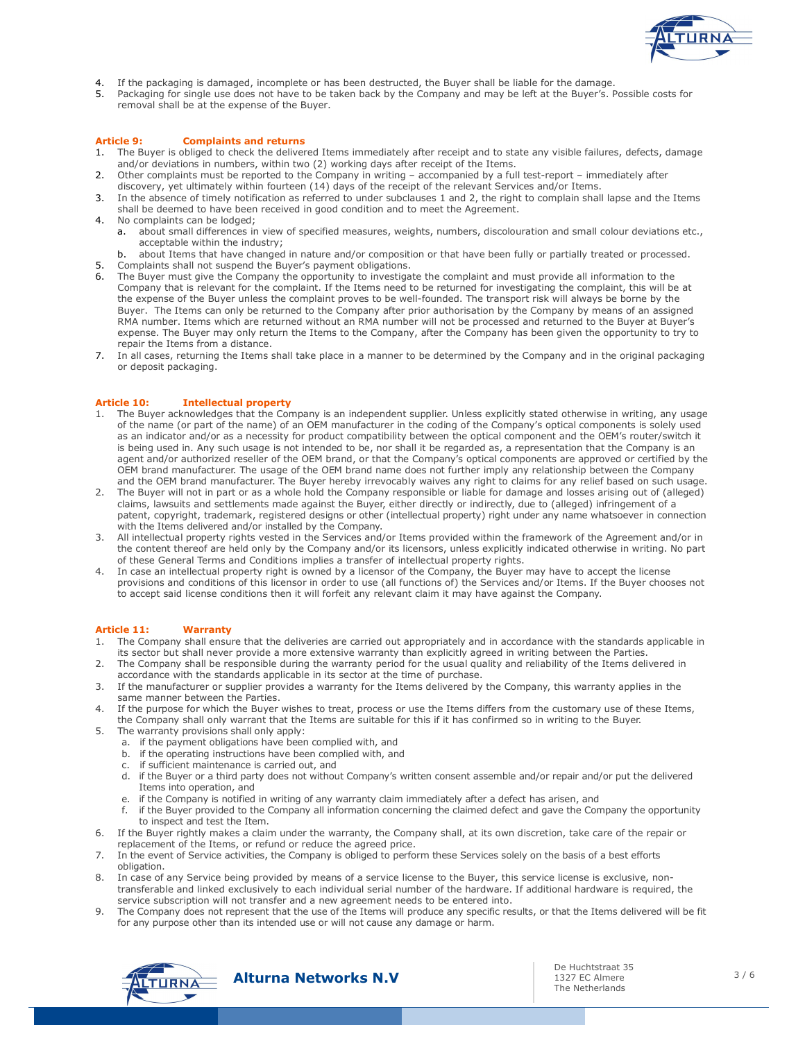4. If the packaging is damaged, incomplete or has been destructed, the Buyer shall be liable for the damage.
5. Packaging for single use does not have to be taken back by the Company and may be left at the Buyer's. Possible costs for removal shall be at the expense of the Buyer.

## Article 9: Complaints and returns

1. The Buyer is obliged to check the delivered Items immediately after receipt and to state any visible failures, defects, damage and/or deviations in numbers, within two (2) working days after receipt of the Items.
2. Other complaints must be reported to the Company in writing – accompanied by a full test-report – immediately after discovery, yet ultimately within fourteen (14) days of the receipt of the relevant Services and/or Items.
3. In the absence of timely notification as referred to under subclauses 1 and 2, the right to complain shall lapse and the Items shall be deemed to have been received in good condition and to meet the Agreement.
4. No complaints can be lodged;
   a. about small differences in view of specified measures, weights, numbers, discolouration and small colour deviations etc., acceptable within the industry;
   b. about Items that have changed in nature and/or composition or that have been fully or partially treated or processed.
5. Complaints shall not suspend the Buyer's payment obligations.
6. The Buyer must give the Company the opportunity to investigate the complaint and must provide all information to the Company that is relevant for the complaint. If the Items need to be returned for investigating the complaint, this will be at the expense of the Buyer unless the complaint proves to be well-founded. The transport risk will always be borne by the Buyer. The Items can only be returned to the Company after prior authorisation by the Company by means of an assigned RMA number. Items which are returned without an RMA number will not be processed and returned to the Buyer at Buyer's expense. The Buyer may only return the Items to the Company, after the Company has been given the opportunity to try to repair the Items from a distance.
7. In all cases, returning the Items shall take place in a manner to be determined by the Company and in the original packaging or deposit packaging.

## Article 10: Intellectual property

1. The Buyer acknowledges that the Company is an independent supplier. Unless explicitly stated otherwise in writing, any usage of the name (or part of the name) of an OEM manufacturer in the coding of the Company's optical components is solely used as an indicator and/or as a necessity for product compatibility between the optical component and the OEM's router/switch it is being used in. Any such usage is not intended to be, nor shall it be regarded as, a representation that the Company is an agent and/or authorized reseller of the OEM brand, or that the Company's optical components are approved or certified by the OEM brand manufacturer. The usage of the OEM brand name does not further imply any relationship between the Company and the OEM brand manufacturer. The Buyer hereby irrevocably waives any right to claims for any relief based on such usage.
2. The Buyer will not in part or as a whole hold the Company responsible or liable for damage and losses arising out of (alleged) claims, lawsuits and settlements made against the Buyer, either directly or indirectly, due to (alleged) infringement of a patent, copyright, trademark, registered designs or other (intellectual property) right under any name whatsoever in connection with the Items delivered and/or installed by the Company.
3. All intellectual property rights vested in the Services and/or Items provided within the framework of the Agreement and/or in the content thereof are held only by the Company and/or its licensors, unless explicitly indicated otherwise in writing. No part of these General Terms and Conditions implies a transfer of intellectual property rights.
4. In case an intellectual property right is owned by a licensor of the Company, the Buyer may have to accept the license provisions and conditions of this licensor in order to use (all functions of) the Services and/or Items. If the Buyer chooses not to accept said license conditions then it will forfeit any relevant claim it may have against the Company.

## Article 11: Warranty

1. The Company shall ensure that the deliveries are carried out appropriately and in accordance with the standards applicable in its sector but shall never provide a more extensive warranty than explicitly agreed in writing between the Parties.
2. The Company shall be responsible during the warranty period for the usual quality and reliability of the Items delivered in accordance with the standards applicable in its sector at the time of purchase.
3. If the manufacturer or supplier provides a warranty for the Items delivered by the Company, this warranty applies in the same manner between the Parties.
4. If the purpose for which the Buyer wishes to treat, process or use the Items differs from the customary use of these Items, the Company shall only warrant that the Items are suitable for this if it has confirmed so in writing to the Buyer.
5. The warranty provisions shall only apply:
   a. if the payment obligations have been complied with, and
   b. if the operating instructions have been complied with, and
   c. if sufficient maintenance is carried out, and
   d. if the Buyer or a third party does not without Company's written consent assemble and/or repair and/or put the delivered Items into operation, and
   e. if the Company is notified in writing of any warranty claim immediately after a defect has arisen, and
   f. if the Buyer provided to the Company all information concerning the claimed defect and gave the Company the opportunity to inspect and test the Item.
6. If the Buyer rightly makes a claim under the warranty, the Company shall, at its own discretion, take care of the repair or replacement of the Items, or refund or reduce the agreed price.
7. In the event of Service activities, the Company is obliged to perform these Services solely on the basis of a best efforts obligation.
8. In case of any Service being provided by means of a service license to the Buyer, this service license is exclusive, non-transferable and linked exclusively to each individual serial number of the hardware. If additional hardware is required, the service subscription will not transfer and a new agreement needs to be entered into.
9. The Company does not represent that the use of the Items will produce any specific results, or that the Items delivered will be fit for any purpose other than its intended use or will not cause any damage or harm.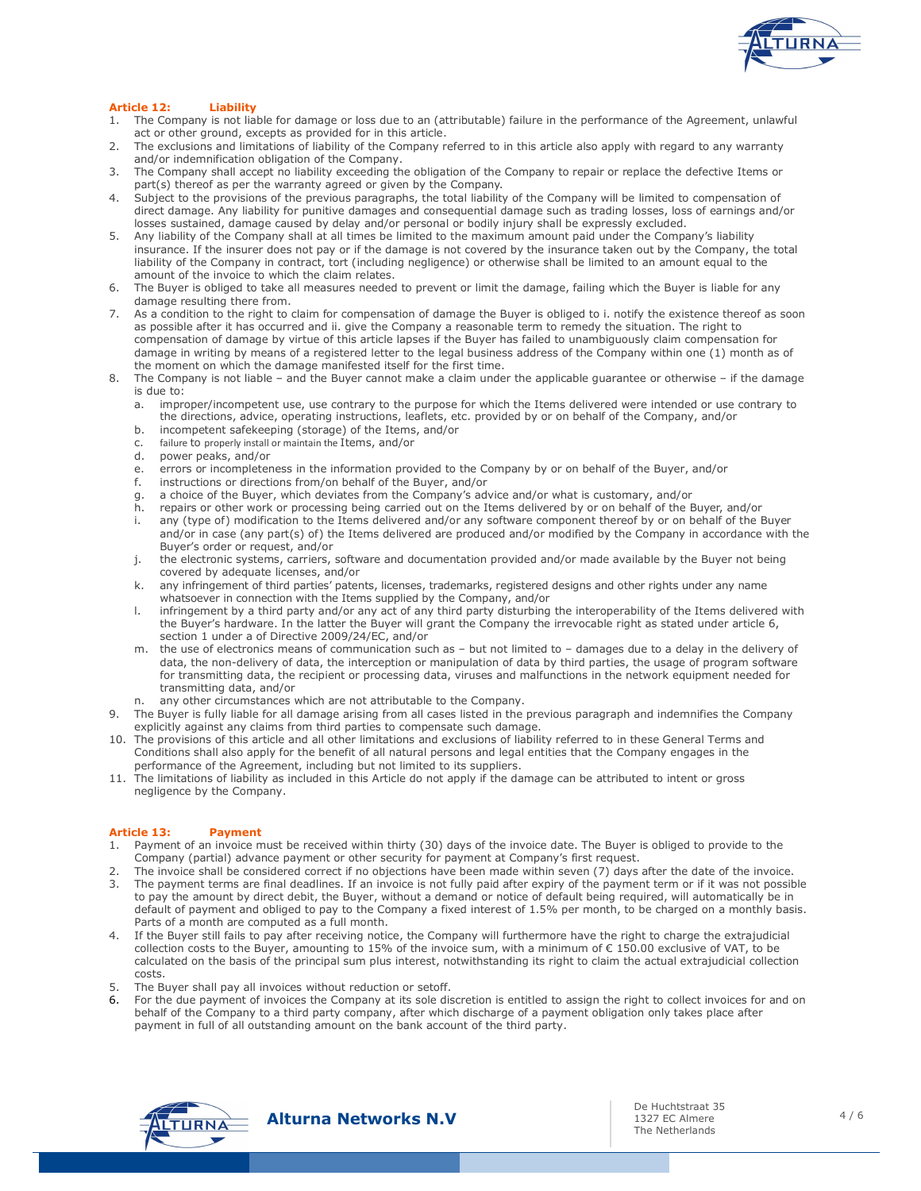## Article 12: Liability

1. The Company is not liable for damage or loss due to an (attributable) failure in the performance of the Agreement, unlawful act or other ground, excepts as provided for in this article.
2. The exclusions and limitations of liability of the Company referred to in this article also apply with regard to any warranty and/or indemnification obligation of the Company.
3. The Company shall accept no liability exceeding the obligation of the Company to repair or replace the defective Items or part(s) thereof as per the warranty agreed or given by the Company.
4. Subject to the provisions of the previous paragraphs, the total liability of the Company will be limited to compensation of direct damage. Any liability for punitive damages and consequential damage such as trading losses, loss of earnings and/or losses sustained, damage caused by delay and/or personal or bodily injury shall be expressly excluded.
5. Any liability of the Company shall at all times be limited to the maximum amount paid under the Company's liability insurance. If the insurer does not pay or if the damage is not covered by the insurance taken out by the Company, the total liability of the Company in contract, tort (including negligence) or otherwise shall be limited to an amount equal to the amount of the invoice to which the claim relates.
6. The Buyer is obliged to take all measures needed to prevent or limit the damage, failing which the Buyer is liable for any damage resulting there from.
7. As a condition to the right to claim for compensation of damage the Buyer is obliged to i. notify the existence thereof as soon as possible after it has occurred and ii. give the Company a reasonable term to remedy the situation. The right to compensation of damage by virtue of this article lapses if the Buyer has failed to unambiguously claim compensation for damage in writing by means of a registered letter to the legal business address of the Company within one (1) month as of the moment on which the damage manifested itself for the first time.
8. The Company is not liable – and the Buyer cannot make a claim under the applicable guarantee or otherwise – if the damage is due to:
   a. improper/incompetent use, use contrary to the purpose for which the Items delivered were intended or use contrary to the directions, advice, operating instructions, leaflets, etc. provided by or on behalf of the Company, and/or
   b. incompetent safekeeping (storage) of the Items, and/or
   c. failure to properly install or maintain the Items, and/or
   d. power peaks, and/or
   e. errors or incompleteness in the information provided to the Company by or on behalf of the Buyer, and/or
   f. instructions or directions from/on behalf of the Buyer, and/or
   g. a choice of the Buyer, which deviates from the Company's advice and/or what is customary, and/or
   h. repairs or other work or processing being carried out on the Items delivered by or on behalf of the Buyer, and/or
   i. any (type of) modification to the Items delivered and/or any software component thereof by or on behalf of the Buyer and/or in case (any part(s) of) the Items delivered are produced and/or modified by the Company in accordance with the Buyer's order or request, and/or
   j. the electronic systems, carriers, software and documentation provided and/or made available by the Buyer not being covered by adequate licenses, and/or
   k. any infringement of third parties' patents, licenses, trademarks, registered designs and other rights under any name whatsoever in connection with the Items supplied by the Company, and/or
   l. infringement by a third party and/or any act of any third party disturbing the interoperability of the Items delivered with the Buyer's hardware. In the latter the Buyer will grant the Company the irrevocable right as stated under article 6, section 1 under a of Directive 2009/24/EC, and/or
   m. the use of electronics means of communication such as – but not limited to – damages due to a delay in the delivery of data, the non-delivery of data, the interception or manipulation of data by third parties, the usage of program software for transmitting data, the recipient or processing data, viruses and malfunctions in the network equipment needed for transmitting data, and/or
   n. any other circumstances which are not attributable to the Company.
9. The Buyer is fully liable for all damage arising from all cases listed in the previous paragraph and indemnifies the Company explicitly against any claims from third parties to compensate such damage.
10. The provisions of this article and all other limitations and exclusions of liability referred to in these General Terms and Conditions shall also apply for the benefit of all natural persons and legal entities that the Company engages in the performance of the Agreement, including but not limited to its suppliers.
11. The limitations of liability as included in this Article do not apply if the damage can be attributed to intent or gross negligence by the Company.

## Article 13: Payment

1. Payment of an invoice must be received within thirty (30) days of the invoice date. The Buyer is obliged to provide to the Company (partial) advance payment or other security for payment at Company's first request.
2. The invoice shall be considered correct if no objections have been made within seven (7) days after the date of the invoice.
3. The payment terms are final deadlines. If an invoice is not fully paid after expiry of the payment term or if it was not possible to pay the amount by direct debit, the Buyer, without a demand or notice of default being required, will automatically be in default of payment and obliged to pay to the Company a fixed interest of 1.5% per month, to be charged on a monthly basis. Parts of a month are computed as a full month.
4. If the Buyer still fails to pay after receiving notice, the Company will furthermore have the right to charge the extrajudicial collection costs to the Buyer, amounting to 15% of the invoice sum, with a minimum of € 150.00 exclusive of VAT, to be calculated on the basis of the principal sum plus interest, notwithstanding its right to claim the actual extrajudicial collection costs.
5. The Buyer shall pay all invoices without reduction or setoff.
6. For the due payment of invoices the Company at its sole discretion is entitled to assign the right to collect invoices for and on behalf of the Company to a third party company, after which discharge of a payment obligation only takes place after payment in full of all outstanding amount on the bank account of the third party.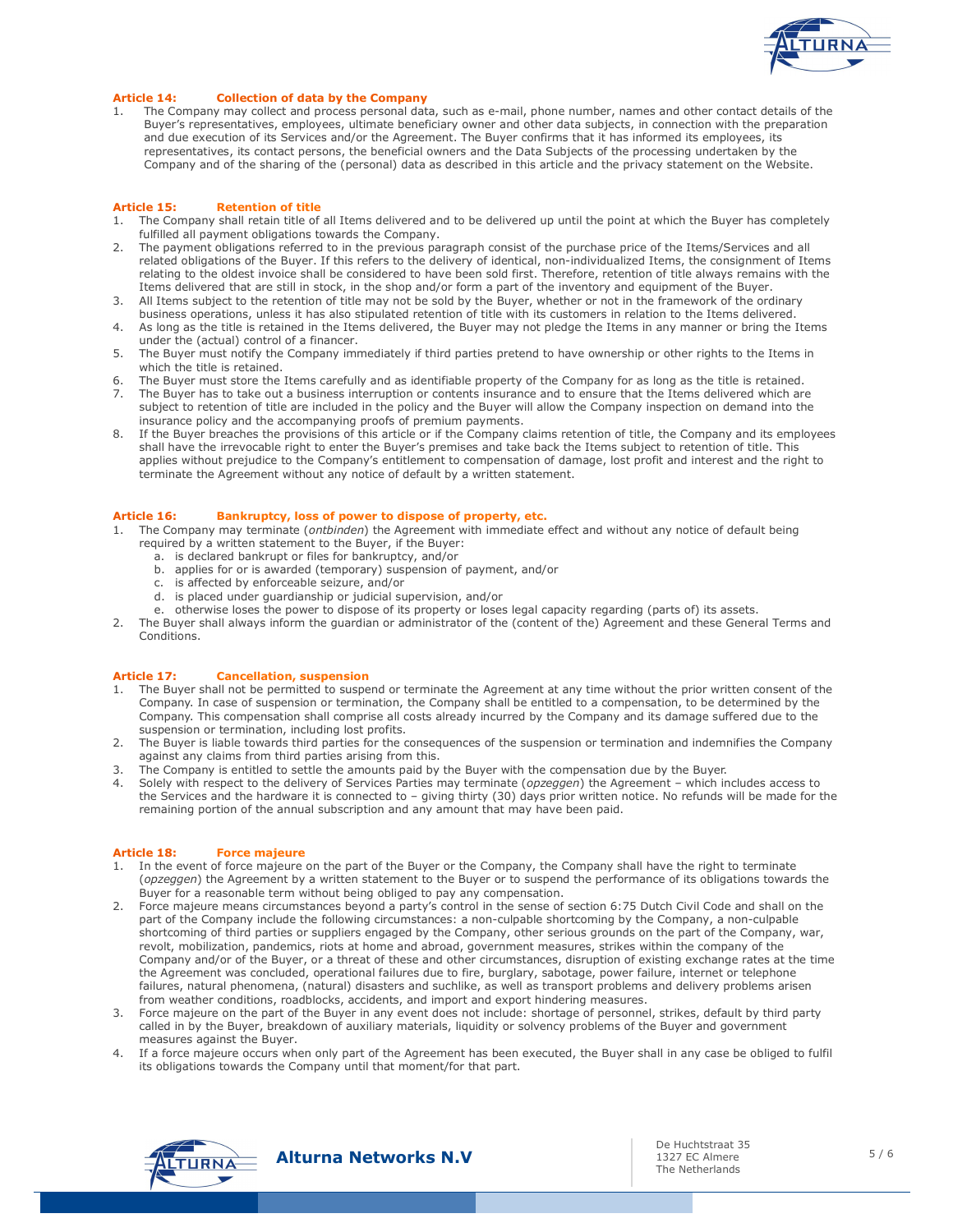### Article 14: Collection of data by the Company

1. The Company may collect and process personal data, such as e-mail, phone number, names and other contact details of the Buyer's representatives, employees, ultimate beneficiary owner and other data subjects, in connection with the preparation and due execution of its Services and/or the Agreement. The Buyer confirms that it has informed its employees, its representatives, its contact persons, the beneficial owners and the Data Subjects of the processing undertaken by the Company and of the sharing of the (personal) data as described in this article and the privacy statement on the Website.

### Article 15: Retention of title

1. The Company shall retain title of all Items delivered and to be delivered up until the point at which the Buyer has completely fulfilled all payment obligations towards the Company.
2. The payment obligations referred to in the previous paragraph consist of the purchase price of the Items/Services and all related obligations of the Buyer. If this refers to the delivery of identical, non-individualized Items, the consignment of Items relating to the oldest invoice shall be considered to have been sold first. Therefore, retention of title always remains with the Items delivered that are still in stock, in the shop and/or form a part of the inventory and equipment of the Buyer.
3. All Items subject to the retention of title may not be sold by the Buyer, whether or not in the framework of the ordinary business operations, unless it has also stipulated retention of title with its customers in relation to the Items delivered.
4. As long as the title is retained in the Items delivered, the Buyer may not pledge the Items in any manner or bring the Items under the (actual) control of a financer.
5. The Buyer must notify the Company immediately if third parties pretend to have ownership or other rights to the Items in which the title is retained.
6. The Buyer must store the Items carefully and as identifiable property of the Company for as long as the title is retained.
7. The Buyer has to take out a business interruption or contents insurance and to ensure that the Items delivered which are subject to retention of title are included in the policy and the Buyer will allow the Company inspection on demand into the insurance policy and the accompanying proofs of premium payments.
8. If the Buyer breaches the provisions of this article or if the Company claims retention of title, the Company and its employees shall have the irrevocable right to enter the Buyer's premises and take back the Items subject to retention of title. This applies without prejudice to the Company's entitlement to compensation of damage, lost profit and interest and the right to terminate the Agreement without any notice of default by a written statement.

### Article 16: Bankruptcy, loss of power to dispose of property, etc.

1. The Company may terminate (*ontbinden*) the Agreement with immediate effect and without any notice of default being required by a written statement to the Buyer, if the Buyer:
   a. is declared bankrupt or files for bankruptcy, and/or
   b. applies for or is awarded (temporary) suspension of payment, and/or
   c. is affected by enforceable seizure, and/or
   d. is placed under guardianship or judicial supervision, and/or
   e. otherwise loses the power to dispose of its property or loses legal capacity regarding (parts of) its assets.
2. The Buyer shall always inform the guardian or administrator of the (content of the) Agreement and these General Terms and Conditions.

### Article 17: Cancellation, suspension

1. The Buyer shall not be permitted to suspend or terminate the Agreement at any time without the prior written consent of the Company. In case of suspension or termination, the Company shall be entitled to a compensation, to be determined by the Company. This compensation shall comprise all costs already incurred by the Company and its damage suffered due to the suspension or termination, including lost profits.
2. The Buyer is liable towards third parties for the consequences of the suspension or termination and indemnifies the Company against any claims from third parties arising from this.
3. The Company is entitled to settle the amounts paid by the Buyer with the compensation due by the Buyer.
4. Solely with respect to the delivery of Services Parties may terminate (*opzeggen*) the Agreement – which includes access to the Services and the hardware it is connected to – giving thirty (30) days prior written notice. No refunds will be made for the remaining portion of the annual subscription and any amount that may have been paid.

### Article 18: Force majeure

1. In the event of force majeure on the part of the Buyer or the Company, the Company shall have the right to terminate (*opzeggen*) the Agreement by a written statement to the Buyer or to suspend the performance of its obligations towards the Buyer for a reasonable term without being obliged to pay any compensation.
2. Force majeure means circumstances beyond a party's control in the sense of section 6:75 Dutch Civil Code and shall on the part of the Company include the following circumstances: a non-culpable shortcoming by the Company, a non-culpable shortcoming of third parties or suppliers engaged by the Company, other serious grounds on the part of the Company, war, revolt, mobilization, pandemics, riots at home and abroad, government measures, strikes within the company of the Company and/or of the Buyer, or a threat of these and other circumstances, disruption of existing exchange rates at the time the Agreement was concluded, operational failures due to fire, burglary, sabotage, power failure, internet or telephone failures, natural phenomena, (natural) disasters and suchlike, as well as transport problems and delivery problems arisen from weather conditions, roadblocks, accidents, and import and export hindering measures.
3. Force majeure on the part of the Buyer in any event does not include: shortage of personnel, strikes, default by third party called in by the Buyer, breakdown of auxiliary materials, liquidity or solvency problems of the Buyer and government measures against the Buyer.
4. If a force majeure occurs when only part of the Agreement has been executed, the Buyer shall in any case be obliged to fulfil its obligations towards the Company until that moment/for that part.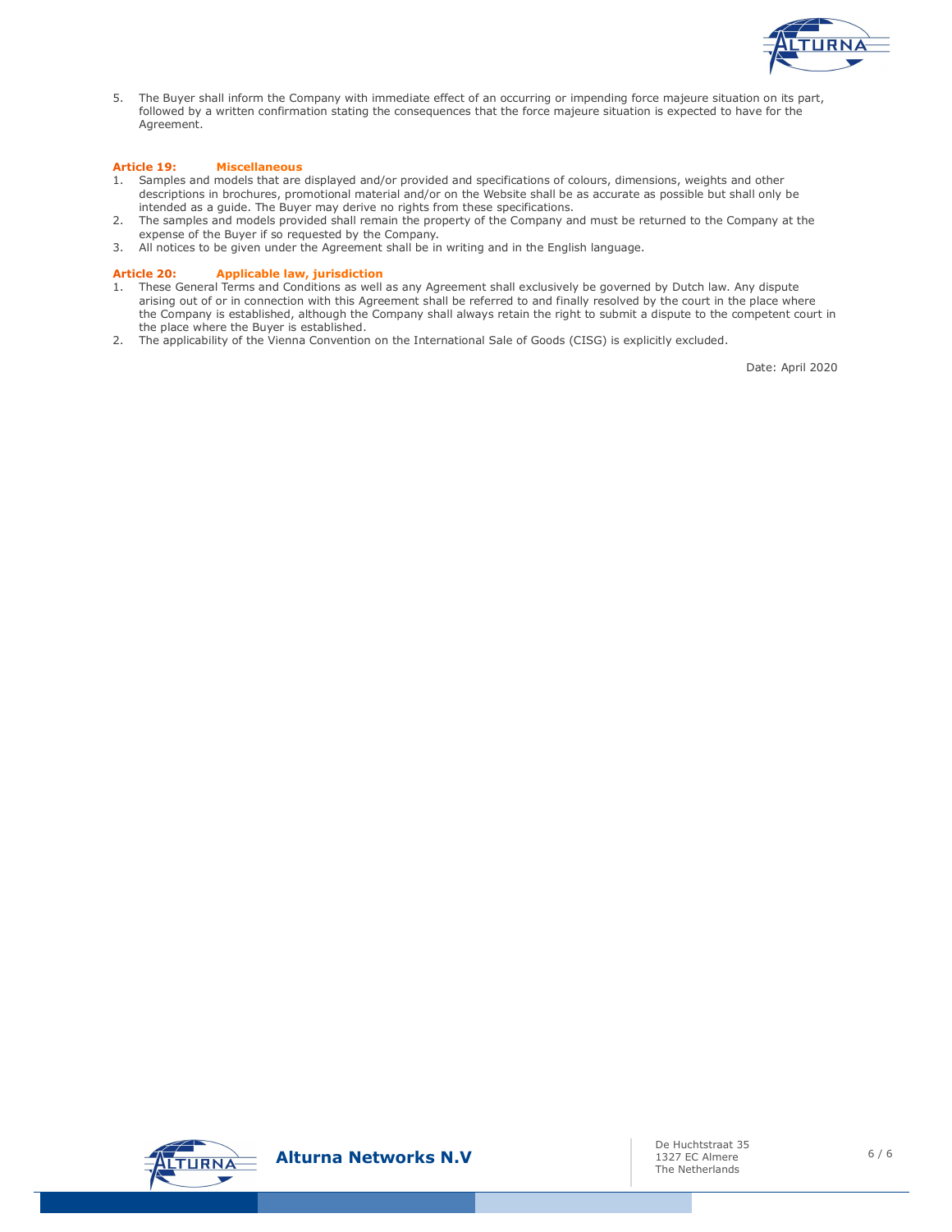5. The Buyer shall inform the Company with immediate effect of an occurring or impending force majeure situation on its part, followed by a written confirmation stating the consequences that the force majeure situation is expected to have for the Agreement.

### Article 19: Miscellaneous

1. Samples and models that are displayed and/or provided and specifications of colours, dimensions, weights and other descriptions in brochures, promotional material and/or on the Website shall be as accurate as possible but shall only be intended as a guide. The Buyer may derive no rights from these specifications.
2. The samples and models provided shall remain the property of the Company and must be returned to the Company at the expense of the Buyer if so requested by the Company.
3. All notices to be given under the Agreement shall be in writing and in the English language.

### Article 20: Applicable law, jurisdiction

1. These General Terms and Conditions as well as any Agreement shall exclusively be governed by Dutch law. Any dispute arising out of or in connection with this Agreement shall be referred to and finally resolved by the court in the place where the Company is established, although the Company shall always retain the right to submit a dispute to the competent court in the place where the Buyer is established.
2. The applicability of the Vienna Convention on the International Sale of Goods (CISG) is explicitly excluded.

Date: April 2020